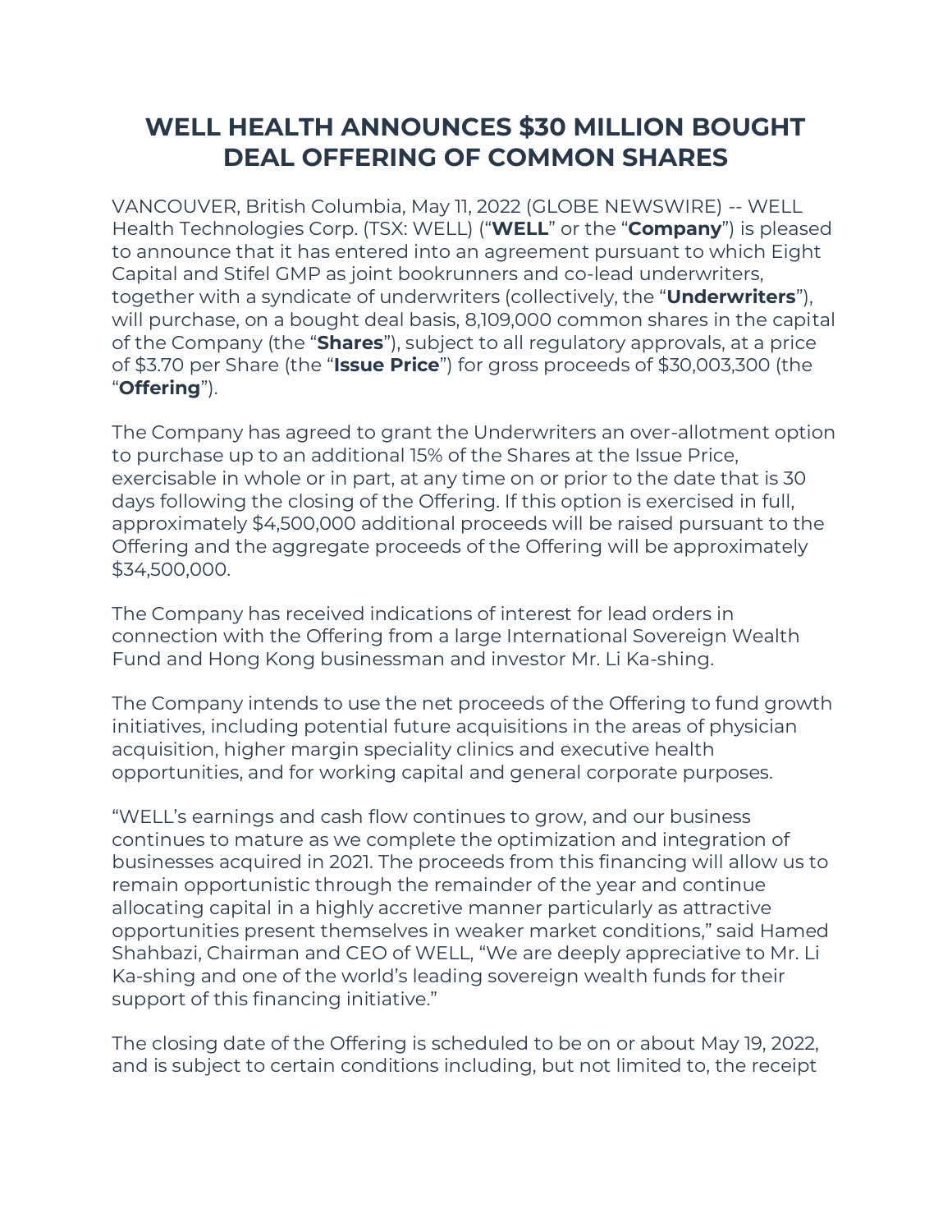# WELL HEALTH ANNOUNCES $30 MILLION BOUGHT DEAL OFFERING OF COMMON SHARES

VANCOUVER, British Columbia, May 11, 2022 (GLOBE NEWSWIRE) -- WELL Health Technologies Corp. (TSX: WELL) ("**WELL**" or the "**Company**") is pleased to announce that it has entered into an agreement pursuant to which Eight Capital and Stifel GMP as joint bookrunners and co-lead underwriters, together with a syndicate of underwriters (collectively, the "**Underwriters**"), will purchase, on a bought deal basis, 8,109,000 common shares in the capital of the Company (the "**Shares**"), subject to all regulatory approvals, at a price of $3.70 per Share (the "**Issue Price**") for gross proceeds of $30,003,300 (the "**Offering**").

The Company has agreed to grant the Underwriters an over-allotment option to purchase up to an additional 15% of the Shares at the Issue Price, exercisable in whole or in part, at any time on or prior to the date that is 30 days following the closing of the Offering. If this option is exercised in full, approximately $4,500,000 additional proceeds will be raised pursuant to the Offering and the aggregate proceeds of the Offering will be approximately $34,500,000.

The Company has received indications of interest for lead orders in connection with the Offering from a large International Sovereign Wealth Fund and Hong Kong businessman and investor Mr. Li Ka-shing.

The Company intends to use the net proceeds of the Offering to fund growth initiatives, including potential future acquisitions in the areas of physician acquisition, higher margin speciality clinics and executive health opportunities, and for working capital and general corporate purposes.

"WELL's earnings and cash flow continues to grow, and our business continues to mature as we complete the optimization and integration of businesses acquired in 2021. The proceeds from this financing will allow us to remain opportunistic through the remainder of the year and continue allocating capital in a highly accretive manner particularly as attractive opportunities present themselves in weaker market conditions," said Hamed Shahbazi, Chairman and CEO of WELL, "We are deeply appreciative to Mr. Li Ka-shing and one of the world's leading sovereign wealth funds for their support of this financing initiative."

The closing date of the Offering is scheduled to be on or about May 19, 2022, and is subject to certain conditions including, but not limited to, the receipt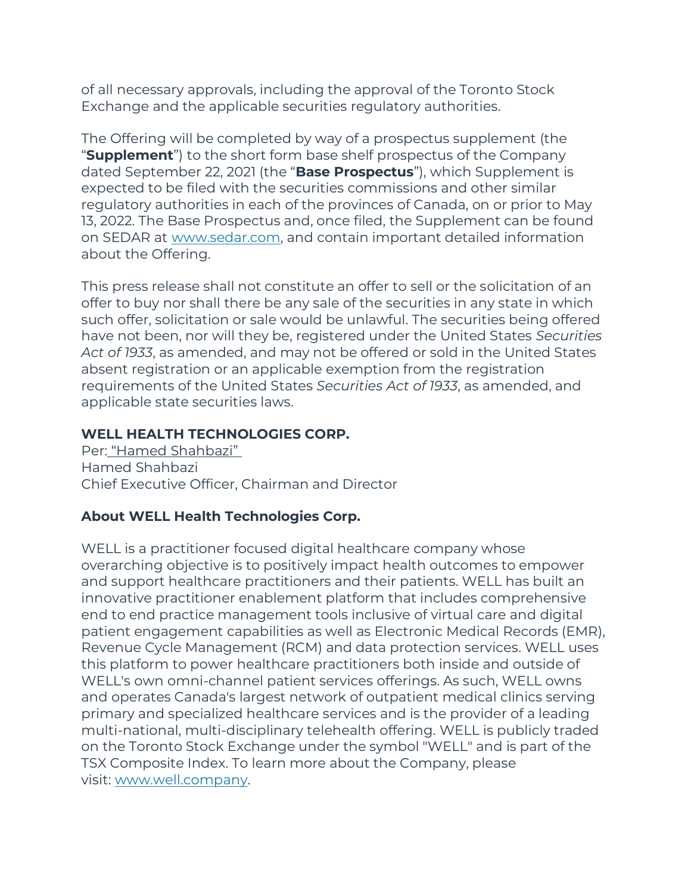of all necessary approvals, including the approval of the Toronto Stock Exchange and the applicable securities regulatory authorities.

The Offering will be completed by way of a prospectus supplement (the "**Supplement**") to the short form base shelf prospectus of the Company dated September 22, 2021 (the "**Base Prospectus**"), which Supplement is expected to be filed with the securities commissions and other similar regulatory authorities in each of the provinces of Canada, on or prior to May 13, 2022. The Base Prospectus and, once filed, the Supplement can be found on SEDAR at [www.sedar.com](http://www.sedar.com), and contain important detailed information about the Offering.

This press release shall not constitute an offer to sell or the solicitation of an offer to buy nor shall there be any sale of the securities in any state in which such offer, solicitation or sale would be unlawful. The securities being offered have not been, nor will they be, registered under the United States *Securities Act of 1933*, as amended, and may not be offered or sold in the United States absent registration or an applicable exemption from the registration requirements of the United States *Securities Act of 1933*, as amended, and applicable state securities laws.

**WELL HEALTH TECHNOLOGIES CORP.**
Per: "Hamed Shahbazi"
Hamed Shahbazi
Chief Executive Officer, Chairman and Director

**About WELL Health Technologies Corp.**

WELL is a practitioner focused digital healthcare company whose overarching objective is to positively impact health outcomes to empower and support healthcare practitioners and their patients. WELL has built an innovative practitioner enablement platform that includes comprehensive end to end practice management tools inclusive of virtual care and digital patient engagement capabilities as well as Electronic Medical Records (EMR), Revenue Cycle Management (RCM) and data protection services. WELL uses this platform to power healthcare practitioners both inside and outside of WELL's own omni-channel patient services offerings. As such, WELL owns and operates Canada's largest network of outpatient medical clinics serving primary and specialized healthcare services and is the provider of a leading multi-national, multi-disciplinary telehealth offering. WELL is publicly traded on the Toronto Stock Exchange under the symbol "WELL" and is part of the TSX Composite Index. To learn more about the Company, please visit: [www.well.company](http://www.well.company).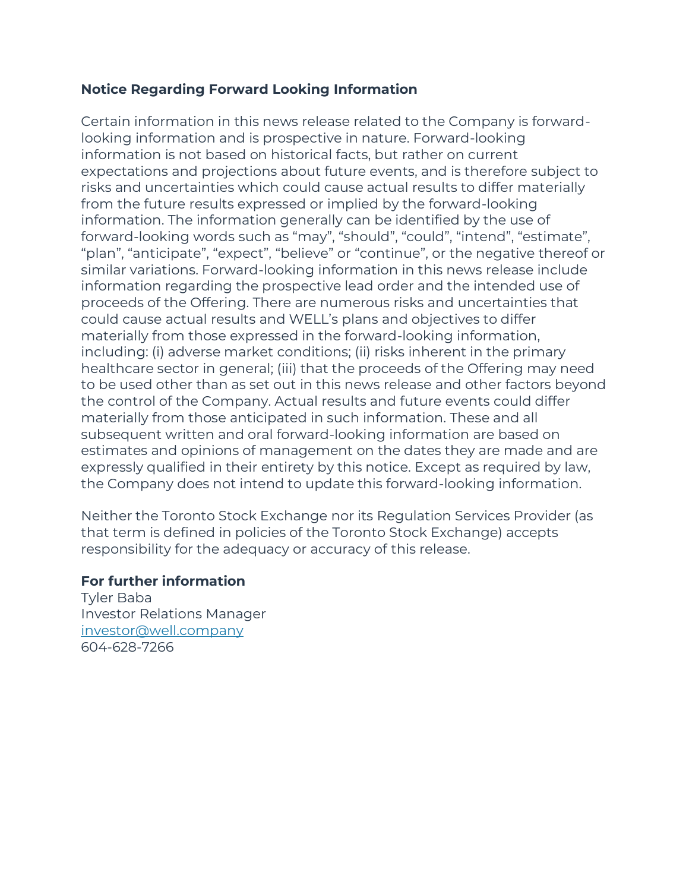**Notice Regarding Forward Looking Information**

Certain information in this news release related to the Company is forward-looking information and is prospective in nature. Forward-looking information is not based on historical facts, but rather on current expectations and projections about future events, and is therefore subject to risks and uncertainties which could cause actual results to differ materially from the future results expressed or implied by the forward-looking information. The information generally can be identified by the use of forward-looking words such as “may”, “should”, “could”, “intend”, “estimate”, “plan”, “anticipate”, “expect”, “believe” or “continue”, or the negative thereof or similar variations. Forward-looking information in this news release include information regarding the prospective lead order and the intended use of proceeds of the Offering. There are numerous risks and uncertainties that could cause actual results and WELL’s plans and objectives to differ materially from those expressed in the forward-looking information, including: (i) adverse market conditions; (ii) risks inherent in the primary healthcare sector in general; (iii) that the proceeds of the Offering may need to be used other than as set out in this news release and other factors beyond the control of the Company. Actual results and future events could differ materially from those anticipated in such information. These and all subsequent written and oral forward-looking information are based on estimates and opinions of management on the dates they are made and are expressly qualified in their entirety by this notice. Except as required by law, the Company does not intend to update this forward-looking information.

Neither the Toronto Stock Exchange nor its Regulation Services Provider (as that term is defined in policies of the Toronto Stock Exchange) accepts responsibility for the adequacy or accuracy of this release.

**For further information**
Tyler Baba
Investor Relations Manager
investor@well.company
604-628-7266